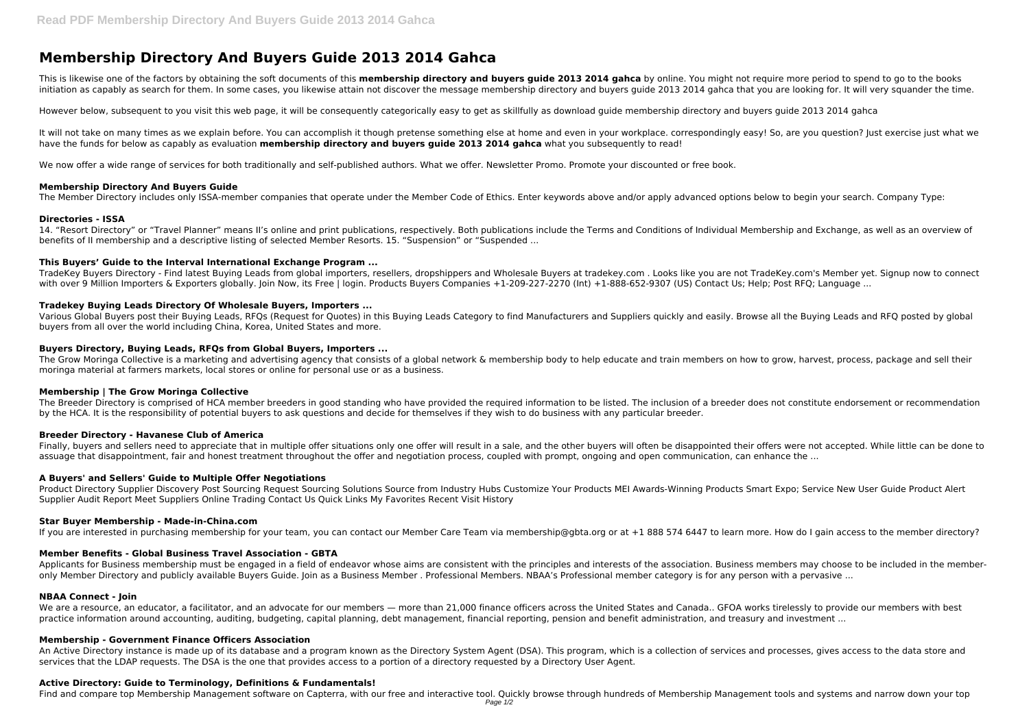# Membership Directory And Buyers Guide 2013 2014 Gahca

This is likewise one of the factors by obtaining the soft documents of this **membership directory and buyers guide 2013 2014 gahca** by online. You might not require more period to spend to go to the books initiation as capably as search for them. In some cases, you likewise attain not discover the message membership directory and buyers guide 2013 2014 gahca that you are looking for. It will very squander the time.

However below, subsequent to you visit this web page, it will be consequently categorically easy to get as skillfully as download guide membership directory and buyers guide 2013 2014 gahca

It will not take on many times as we explain before. You can accomplish it though pretense something else at home and even in your workplace. correspondingly easy! So, are you question? Just exercise just what we have the funds for below as capably as evaluation **membership directory and buyers guide 2013 2014 gahca** what you subsequently to read!

We now offer a wide range of services for both traditionally and self-published authors. What we offer. Newsletter Promo. Promote your discounted or free book.

### Membership Directory And Buyers Guide

The Member Directory includes only ISSA-member companies that operate under the Member Code of Ethics. Enter keywords above and/or apply advanced options below to begin your search. Company Type:

### Directories - ISSA

14. "Resort Directory" or "Travel Planner" means II's online and print publications, respectively. Both publications include the Terms and Conditions of Individual Membership and Exchange, as well as an overview of benefits of II membership and a descriptive listing of selected Member Resorts. 15. "Suspension" or "Suspended ...

### This Buyers' Guide to the Interval International Exchange Program ...

TradeKey Buyers Directory - Find latest Buying Leads from global importers, resellers, dropshippers and Wholesale Buyers at tradekey.com . Looks like you are not TradeKey.com's Member yet. Signup now to connect with over 9 Million Importers & Exporters globally. Join Now, its Free | login. Products Buyers Companies +1-209-227-2270 (Int) +1-888-652-9307 (US) Contact Us; Help; Post RFQ; Language ...

### Tradekey Buying Leads Directory Of Wholesale Buyers, Importers ...

Various Global Buyers post their Buying Leads, RFQs (Request for Quotes) in this Buying Leads Category to find Manufacturers and Suppliers quickly and easily. Browse all the Buying Leads and RFQ posted by global buyers from all over the world including China, Korea, United States and more.

### Buyers Directory, Buying Leads, RFQs from Global Buyers, Importers ...

The Grow Moringa Collective is a marketing and advertising agency that consists of a global network & membership body to help educate and train members on how to grow, harvest, process, package and sell their moringa material at farmers markets, local stores or online for personal use or as a business.

### Membership | The Grow Moringa Collective

The Breeder Directory is comprised of HCA member breeders in good standing who have provided the required information to be listed. The inclusion of a breeder does not constitute endorsement or recommendation by the HCA. It is the responsibility of potential buyers to ask questions and decide for themselves if they wish to do business with any particular breeder.

### Breeder Directory - Havanese Club of America

Finally, buyers and sellers need to appreciate that in multiple offer situations only one offer will result in a sale, and the other buyers will often be disappointed their offers were not accepted. While little can be done to assuage that disappointment, fair and honest treatment throughout the offer and negotiation process, coupled with prompt, ongoing and open communication, can enhance the ...

### A Buyers' and Sellers' Guide to Multiple Offer Negotiations

Product Directory Supplier Discovery Post Sourcing Request Sourcing Solutions Source from Industry Hubs Customize Your Products MEI Awards-Winning Products Smart Expo; Service New User Guide Product Alert Supplier Audit Report Meet Suppliers Online Trading Contact Us Quick Links My Favorites Recent Visit History

### Star Buyer Membership - Made-in-China.com

If you are interested in purchasing membership for your team, you can contact our Member Care Team via membership@gbta.org or at +1 888 574 6447 to learn more. How do I gain access to the member directory?

### Member Benefits - Global Business Travel Association - GBTA

Applicants for Business membership must be engaged in a field of endeavor whose aims are consistent with the principles and interests of the association. Business members may choose to be included in the member-only Member Directory and publicly available Buyers Guide. Join as a Business Member . Professional Members. NBAA's Professional member category is for any person with a pervasive ...

### NBAA Connect - Join

We are a resource, an educator, a facilitator, and an advocate for our members — more than 21,000 finance officers across the United States and Canada.. GFOA works tirelessly to provide our members with best practice information around accounting, auditing, budgeting, capital planning, debt management, financial reporting, pension and benefit administration, and treasury and investment ...

### Membership - Government Finance Officers Association

An Active Directory instance is made up of its database and a program known as the Directory System Agent (DSA). This program, which is a collection of services and processes, gives access to the data store and services that the LDAP requests. The DSA is the one that provides access to a portion of a directory requested by a Directory User Agent.

### Active Directory: Guide to Terminology, Definitions & Fundamentals!

Find and compare top Membership Management software on Capterra, with our free and interactive tool. Quickly browse through hundreds of Membership Management tools and systems and narrow down your top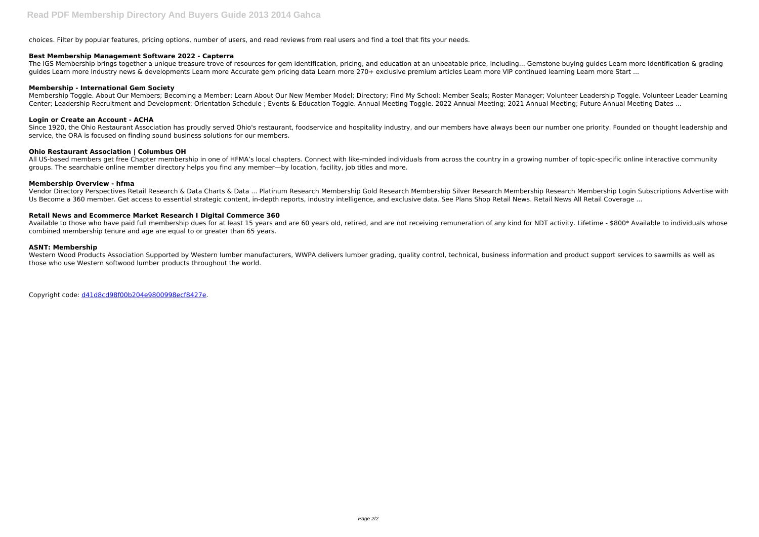choices. Filter by popular features, pricing options, number of users, and read reviews from real users and find a tool that fits your needs.

### Best Membership Management Software 2022 - Capterra

The IGS Membership brings together a unique treasure trove of resources for gem identification, pricing, and education at an unbeatable price, including... Gemstone buying guides Learn more Identification & grading guides Learn more Industry news & developments Learn more Accurate gem pricing data Learn more 270+ exclusive premium articles Learn more VIP continued learning Learn more Start ...

### Membership - International Gem Society

Membership Toggle. About Our Members; Becoming a Member; Learn About Our New Member Model; Directory; Find My School; Member Seals; Roster Manager; Volunteer Leadership Toggle. Volunteer Leader Learning Center; Leadership Recruitment and Development; Orientation Schedule ; Events & Education Toggle. Annual Meeting Toggle. 2022 Annual Meeting; 2021 Annual Meeting; Future Annual Meeting Dates ...

### Login or Create an Account - ACHA

Since 1920, the Ohio Restaurant Association has proudly served Ohio's restaurant, foodservice and hospitality industry, and our members have always been our number one priority. Founded on thought leadership and service, the ORA is focused on finding sound business solutions for our members.

### Ohio Restaurant Association | Columbus OH

All US-based members get free Chapter membership in one of HFMA's local chapters. Connect with like-minded individuals from across the country in a growing number of topic-specific online interactive community groups. The searchable online member directory helps you find any member—by location, facility, job titles and more.

### Membership Overview - hfma

Vendor Directory Perspectives Retail Research & Data Charts & Data ... Platinum Research Membership Gold Research Membership Silver Research Membership Research Membership Login Subscriptions Advertise with Us Become a 360 member. Get access to essential strategic content, in-depth reports, industry intelligence, and exclusive data. See Plans Shop Retail News. Retail News All Retail Coverage ...

### Retail News and Ecommerce Market Research I Digital Commerce 360

Available to those who have paid full membership dues for at least 15 years and are 60 years old, retired, and are not receiving remuneration of any kind for NDT activity. Lifetime - $800* Available to individuals whose combined membership tenure and age are equal to or greater than 65 years.

### ASNT: Membership

Western Wood Products Association Supported by Western lumber manufacturers, WWPA delivers lumber grading, quality control, technical, business information and product support services to sawmills as well as those who use Western softwood lumber products throughout the world.

Copyright code: d41d8cd98f00b204e9800998ecf8427e.